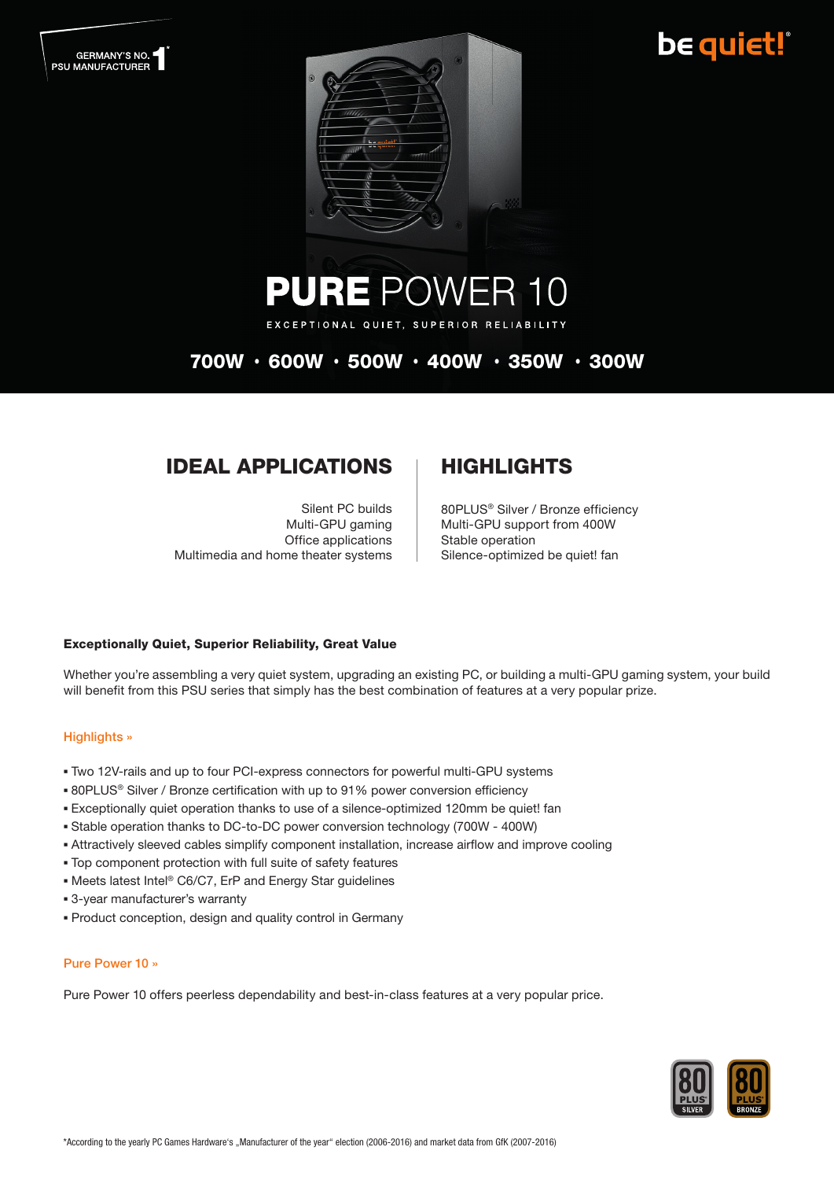GERMANY'S NO. 1* PSU MANUFACTURER

be quiet!®

# PURE POWER 10

EXCEPTIONAL QUIET, SUPERIOR RELIABILITY

**700W • 600W • 500W • 400W • 350W • 300W**

## IDEAL APPLICATIONS

Silent PC builds
Multi-GPU gaming
Office applications
Multimedia and home theater systems

## HIGHLIGHTS

80PLUS® Silver / Bronze efficiency
Multi-GPU support from 400W
Stable operation
Silence-optimized be quiet! fan

**Exceptionally Quiet, Superior Reliability, Great Value**

Whether you're assembling a very quiet system, upgrading an existing PC, or building a multi-GPU gaming system, your build will benefit from this PSU series that simply has the best combination of features at a very popular prize.

### Highlights »

- Two 12V-rails and up to four PCI-express connectors for powerful multi-GPU systems
- 80PLUS® Silver / Bronze certification with up to 91% power conversion efficiency
- Exceptionally quiet operation thanks to use of a silence-optimized 120mm be quiet! fan
- Stable operation thanks to DC-to-DC power conversion technology (700W - 400W)
- Attractively sleeved cables simplify component installation, increase airflow and improve cooling
- Top component protection with full suite of safety features
- Meets latest Intel® C6/C7, ErP and Energy Star guidelines
- 3-year manufacturer's warranty
- Product conception, design and quality control in Germany

### Pure Power 10 »

Pure Power 10 offers peerless dependability and best-in-class features at a very popular price.

80 PLUS® SILVER
80 PLUS® BRONZE

*According to the yearly PC Games Hardware's „Manufacturer of the year" election (2006-2016) and market data from GfK (2007-2016)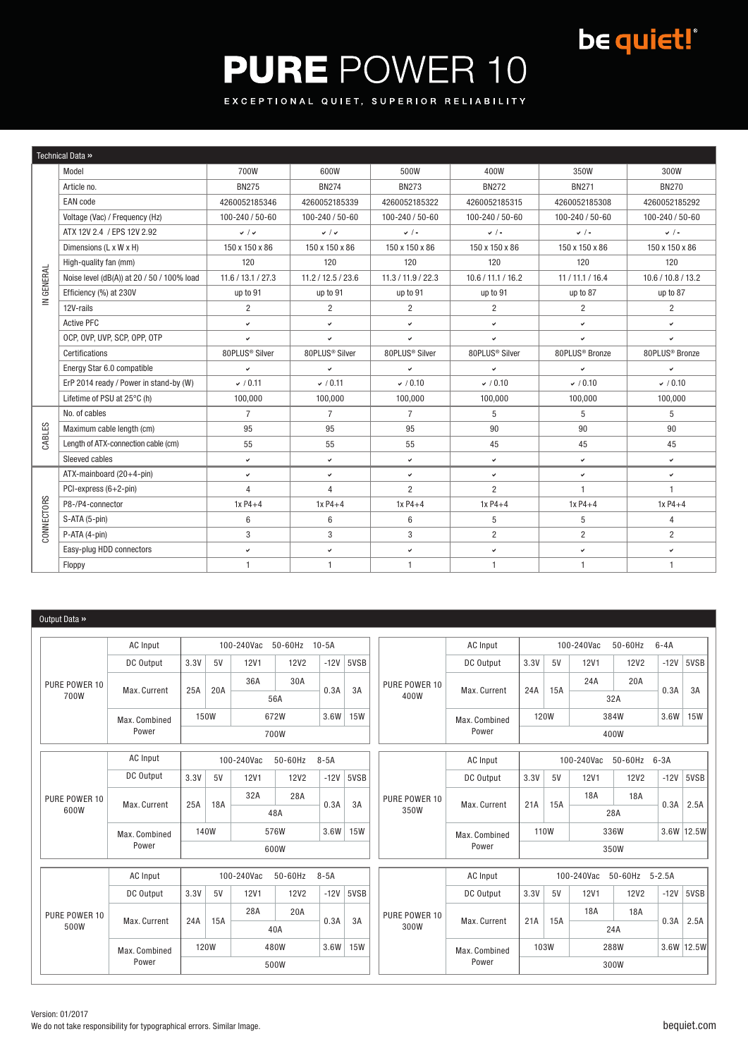# PURE POWER 10

be quiet!

EXCEPTIONAL QUIET, SUPERIOR RELIABILITY

## Technical Data »

| | | | | | | | |
|---|---|---|---|---|---|---|---|
| IN GENERAL | Model | 700W | 600W | 500W | 400W | 350W | 300W |
| | Article no. | BN275 | BN274 | BN273 | BN272 | BN271 | BN270 |
| | EAN code | 4260052185346 | 4260052185339 | 4260052185322 | 4260052185315 | 4260052185308 | 4260052185292 |
| | Voltage (Vac) / Frequency (Hz) | 100-240 / 50-60 | 100-240 / 50-60 | 100-240 / 50-60 | 100-240 / 50-60 | 100-240 / 50-60 | 100-240 / 50-60 |
| | ATX 12V 2.4 / EPS 12V 2.92 | ✔ / ✔ | ✔ / ✔ | ✔ / - | ✔ / - | ✔ / - | ✔ / - |
| | Dimensions (L x W x H) | 150 x 150 x 86 | 150 x 150 x 86 | 150 x 150 x 86 | 150 x 150 x 86 | 150 x 150 x 86 | 150 x 150 x 86 |
| | High-quality fan (mm) | 120 | 120 | 120 | 120 | 120 | 120 |
| | Noise level (dB(A)) at 20 / 50 / 100% load | 11.6 / 13.1 / 27.3 | 11.2 / 12.5 / 23.6 | 11.3 / 11.9 / 22.3 | 10.6 / 11.1 / 16.2 | 11 / 11.1 / 16.4 | 10.6 / 10.8 / 13.2 |
| | Efficiency (%) at 230V | up to 91 | up to 91 | up to 91 | up to 91 | up to 87 | up to 87 |
| | 12V-rails | 2 | 2 | 2 | 2 | 2 | 2 |
| | Active PFC | ✔ | ✔ | ✔ | ✔ | ✔ | ✔ |
| | OCP, OVP, UVP, SCP, OPP, OTP | ✔ | ✔ | ✔ | ✔ | ✔ | ✔ |
| | Certifications | 80PLUS® Silver | 80PLUS® Silver | 80PLUS® Silver | 80PLUS® Silver | 80PLUS® Bronze | 80PLUS® Bronze |
| | Energy Star 6.0 compatible | ✔ | ✔ | ✔ | ✔ | ✔ | ✔ |
| | ErP 2014 ready / Power in stand-by (W) | ✔ / 0.11 | ✔ / 0.11 | ✔ / 0.10 | ✔ / 0.10 | ✔ / 0.10 | ✔ / 0.10 |
| | Lifetime of PSU at 25°C (h) | 100,000 | 100,000 | 100,000 | 100,000 | 100,000 | 100,000 |
| CABLES | No. of cables | 7 | 7 | 7 | 5 | 5 | 5 |
| | Maximum cable length (cm) | 95 | 95 | 95 | 90 | 90 | 90 |
| | Length of ATX-connection cable (cm) | 55 | 55 | 55 | 45 | 45 | 45 |
| | Sleeved cables | ✔ | ✔ | ✔ | ✔ | ✔ | ✔ |
| CONNECTORS | ATX-mainboard (20+4-pin) | ✔ | ✔ | ✔ | ✔ | ✔ | ✔ |
| | PCI-express (6+2-pin) | 4 | 4 | 2 | 2 | 1 | 1 |
| | P8-/P4-connector | 1x P4+4 | 1x P4+4 | 1x P4+4 | 1x P4+4 | 1x P4+4 | 1x P4+4 |
| | S-ATA (5-pin) | 6 | 6 | 6 | 5 | 5 | 4 |
| | P-ATA (4-pin) | 3 | 3 | 3 | 2 | 2 | 2 |
| | Easy-plug HDD connectors | ✔ | ✔ | ✔ | ✔ | ✔ | ✔ |
| | Floppy | 1 | 1 | 1 | 1 | 1 | 1 |

## Output Data »

**PURE POWER 10 700W**

| AC Input | 100-240Vac 50-60Hz 10-5A | | | | | |
|---|---|---|---|---|---|---|
| DC Output | 3.3V | 5V | 12V1 | 12V2 | -12V | 5VSB |
| Max. Current | 25A | 20A | 36A | 30A | 0.3A | 3A |
| | | | 56A | | | |
| Max. Combined Power | 150W | | 672W | | 3.6W | 15W |
| | 700W | | | | | |

**PURE POWER 10 600W**

| AC Input | 100-240Vac 50-60Hz 8-5A | | | | | |
|---|---|---|---|---|---|---|
| DC Output | 3.3V | 5V | 12V1 | 12V2 | -12V | 5VSB |
| Max. Current | 25A | 18A | 32A | 28A | 0.3A | 3A |
| | | | 48A | | | |
| Max. Combined Power | 140W | | 576W | | 3.6W | 15W |
| | 600W | | | | | |

**PURE POWER 10 500W**

| AC Input | 100-240Vac 50-60Hz 8-5A | | | | | |
|---|---|---|---|---|---|---|
| DC Output | 3.3V | 5V | 12V1 | 12V2 | -12V | 5VSB |
| Max. Current | 24A | 15A | 28A | 20A | 0.3A | 3A |
| | | | 40A | | | |
| Max. Combined Power | 120W | | 480W | | 3.6W | 15W |
| | 500W | | | | | |

**PURE POWER 10 400W**

| AC Input | 100-240Vac 50-60Hz 6-4A | | | | | |
|---|---|---|---|---|---|---|
| DC Output | 3.3V | 5V | 12V1 | 12V2 | -12V | 5VSB |
| Max. Current | 24A | 15A | 24A | 20A | 0.3A | 3A |
| | | | 32A | | | |
| Max. Combined Power | 120W | | 384W | | 3.6W | 15W |
| | 400W | | | | | |

**PURE POWER 10 350W**

| AC Input | 100-240Vac 50-60Hz 6-3A | | | | | |
|---|---|---|---|---|---|---|
| DC Output | 3.3V | 5V | 12V1 | 12V2 | -12V | 5VSB |
| Max. Current | 21A | 15A | 18A | 18A | 0.3A | 2.5A |
| | | | 28A | | | |
| Max. Combined Power | 110W | | 336W | | 3.6W | 12.5W |
| | 350W | | | | | |

**PURE POWER 10 300W**

| AC Input | 100-240Vac 50-60Hz 5-2.5A | | | | | |
|---|---|---|---|---|---|---|
| DC Output | 3.3V | 5V | 12V1 | 12V2 | -12V | 5VSB |
| Max. Current | 21A | 15A | 18A | 18A | 0.3A | 2.5A |
| | | | 24A | | | |
| Max. Combined Power | 103W | | 288W | | 3.6W | 12.5W |
| | 300W | | | | | |

Version: 01/2017

We do not take responsibility for typographical errors. Similar Image.

bequiet.com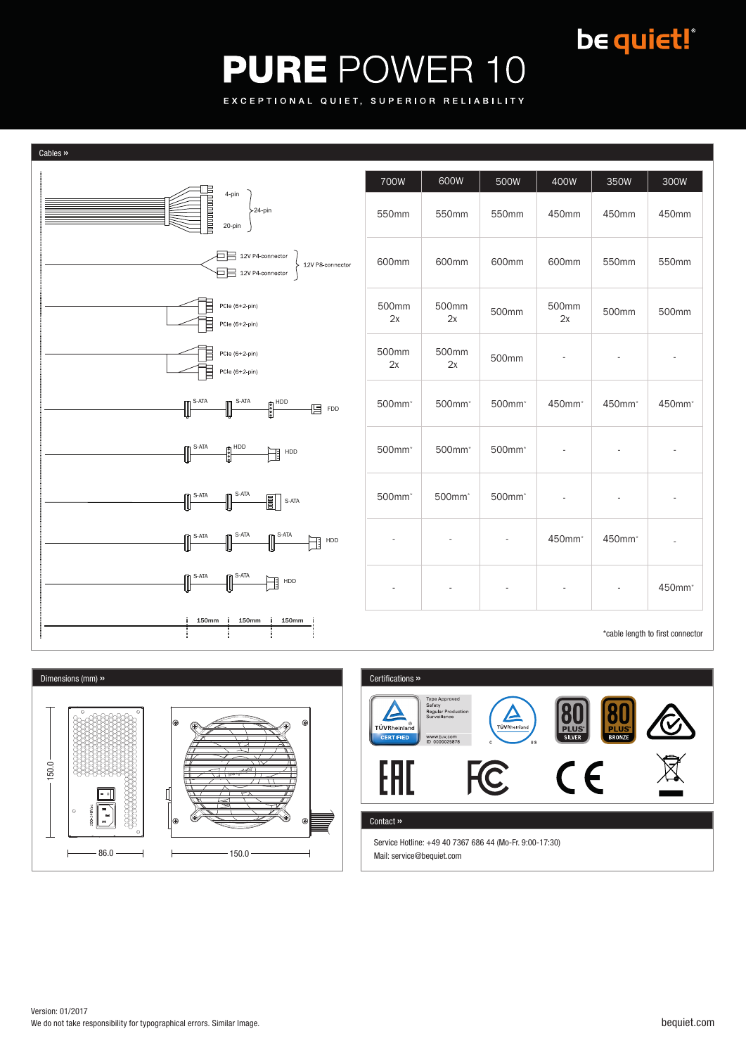# PURE POWER 10

EXCEPTIONAL QUIET, SUPERIOR RELIABILITY

be quiet!

## Cables »

4-pin
20-pin
24-pin
12V P4-connector
12V P4-connector
12V P8-connector
PCIe (6+2-pin)
PCIe (6+2-pin)
PCIe (6+2-pin)
PCIe (6+2-pin)
S-ATA S-ATA HDD FDD
S-ATA HDD HDD
S-ATA S-ATA S-ATA
S-ATA S-ATA S-ATA HDD
S-ATA S-ATA HDD
150mm 150mm 150mm

| 700W | 600W | 500W | 400W | 350W | 300W |
|---|---|---|---|---|---|
| 550mm | 550mm | 550mm | 450mm | 450mm | 450mm |
| 600mm | 600mm | 600mm | 600mm | 550mm | 550mm |
| 500mm 2x | 500mm 2x | 500mm | 500mm 2x | 500mm | 500mm |
| 500mm 2x | 500mm 2x | 500mm | - | - | - |
| 500mm* | 500mm* | 500mm* | 450mm* | 450mm* | 450mm* |
| 500mm* | 500mm* | 500mm* | - | - | - |
| 500mm* | 500mm* | 500mm* | - | - | - |
| - | - | - | 450mm* | 450mm* | - |
| - | - | - | - | - | 450mm* |

*cable length to first connector

## Dimensions (mm) »

150.0
86.0
150.0

## Certifications »

## Contact »

Service Hotline: +49 40 7367 686 44 (Mo-Fr. 9:00-17:30)

Mail: service@bequiet.com

Version: 01/2017

We do not take responsibility for typographical errors. Similar Image.

bequiet.com